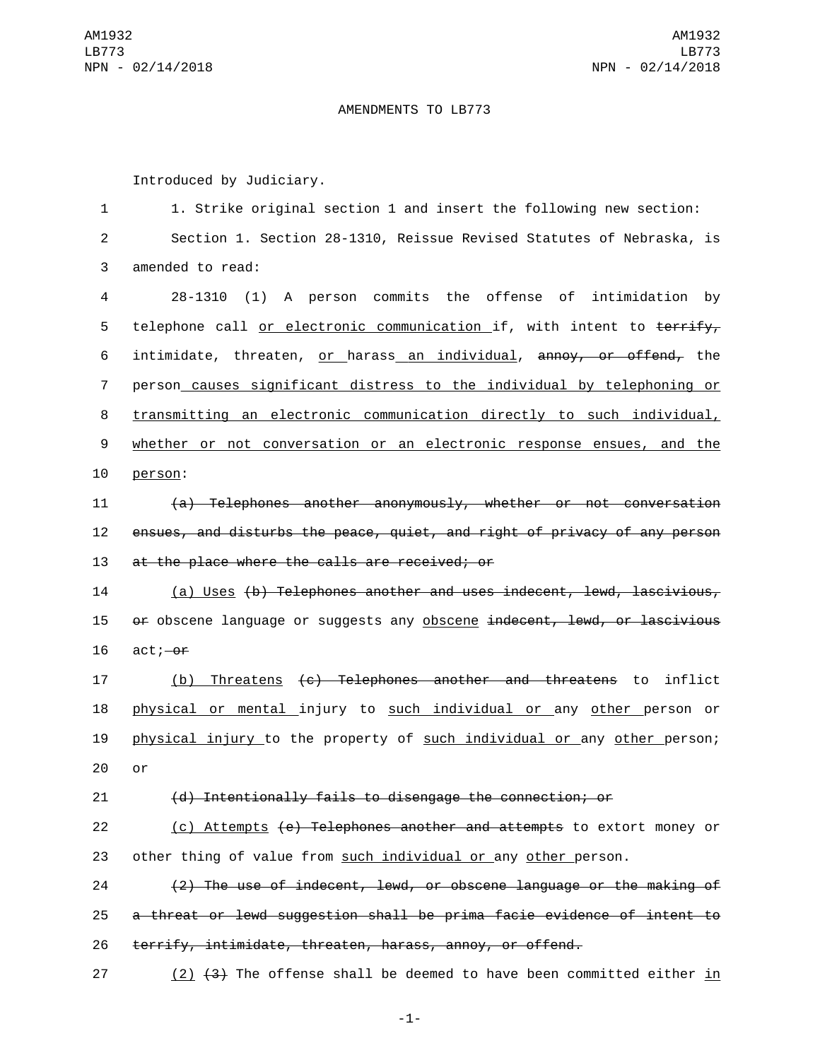AMENDMENTS TO LB773

Introduced by Judiciary.

1. Strike original section 1 and insert the following new section:

Section 1. Section 28-1310, Reissue Revised Statutes of Nebraska, is amended to read:

28-1310 (1) A person commits the offense of intimidation by telephone call <u>or electronic communication</u> if, with intent to ~~terrify,~~ intimidate, threaten, <u>or</u> harass<u> an individual</u>, ~~annoy, or offend,~~ the person<u> causes significant distress to the individual by telephoning or transmitting an electronic communication directly to such individual, whether or not conversation or an electronic response ensues, and the person</u>:

~~(a) Telephones another anonymously, whether or not conversation ensues, and disturbs the peace, quiet, and right of privacy of any person at the place where the calls are received; or~~

<u>(a) Uses</u> ~~(b) Telephones another and uses indecent, lewd, lascivious, or~~ obscene language or suggests any <u>obscene</u> ~~indecent, lewd, or lascivious~~ act;~~ or~~

<u>(b) Threatens</u> ~~(c) Telephones another and threatens~~ to inflict <u>physical or mental</u> injury to <u>such individual or</u> any <u>other</u> person or <u>physical injury</u> to the property of <u>such individual or</u> any <u>other</u> person; or

~~(d) Intentionally fails to disengage the connection; or~~

<u>(c) Attempts</u> ~~(e) Telephones another and attempts~~ to extort money or other thing of value from <u>such individual or</u> any <u>other</u> person.

~~(2) The use of indecent, lewd, or obscene language or the making of a threat or lewd suggestion shall be prima facie evidence of intent to terrify, intimidate, threaten, harass, annoy, or offend.~~

<u>(2)</u> ~~(3)~~ The offense shall be deemed to have been committed either <u>in</u>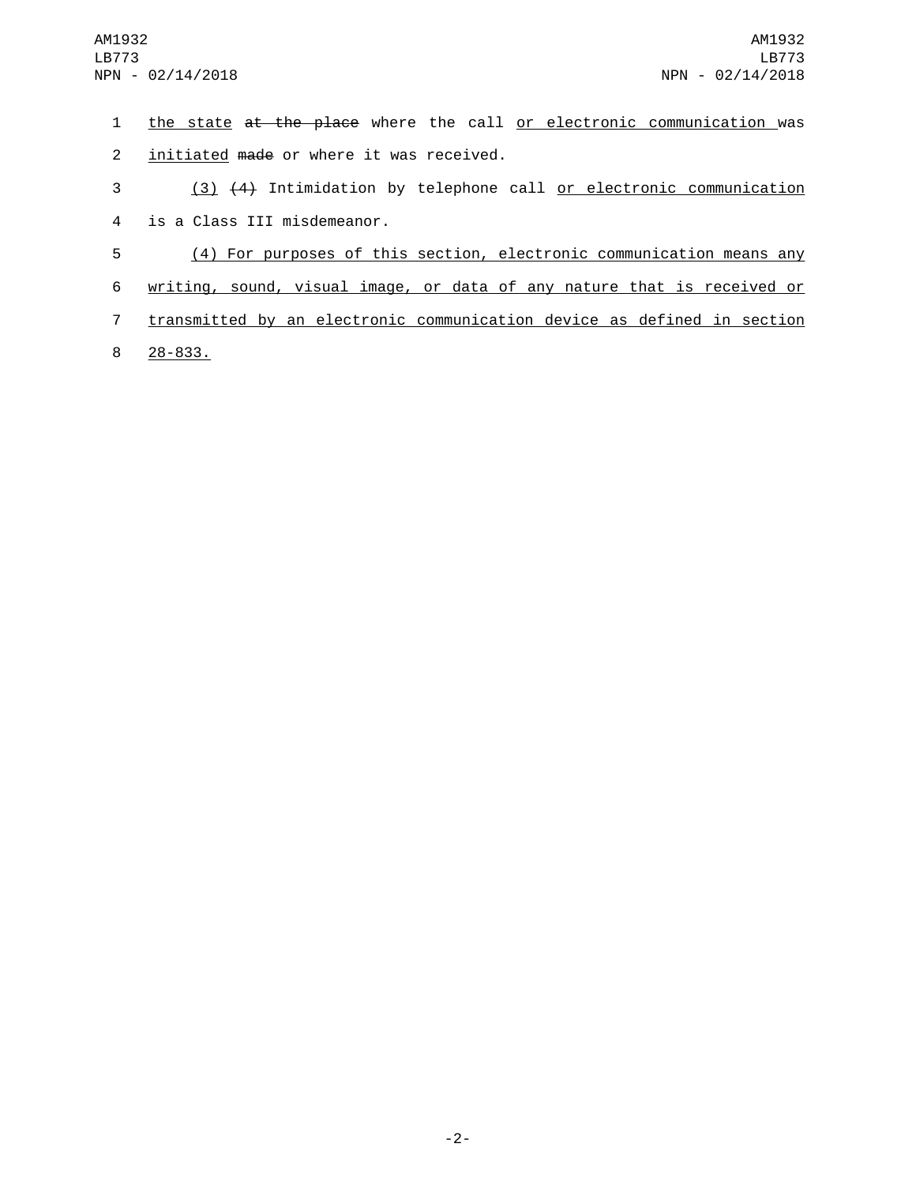1 the state ~~at the place~~ where the call or electronic communication was

2 initiated ~~made~~ or where it was received.

3 (3) ~~(4)~~ Intimidation by telephone call or electronic communication

4 is a Class III misdemeanor.

5 (4) For purposes of this section, electronic communication means any

6 writing, sound, visual image, or data of any nature that is received or

7 transmitted by an electronic communication device as defined in section

8 28-833.